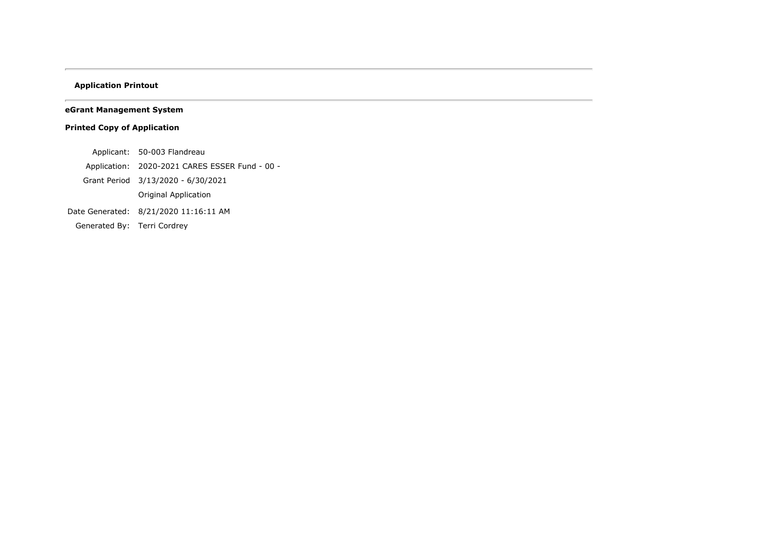---

**Application Printout**

---

**eGrant Management System**

**Printed Copy of Application**

| | |
|---|---|
| Applicant: | 50-003 Flandreau |
| Application: | 2020-2021 CARES ESSER Fund - 00 - |
| Grant Period | 3/13/2020 - 6/30/2021 |
| | Original Application |
| Date Generated: | 8/21/2020 11:16:11 AM |
| Generated By: | Terri Cordrey |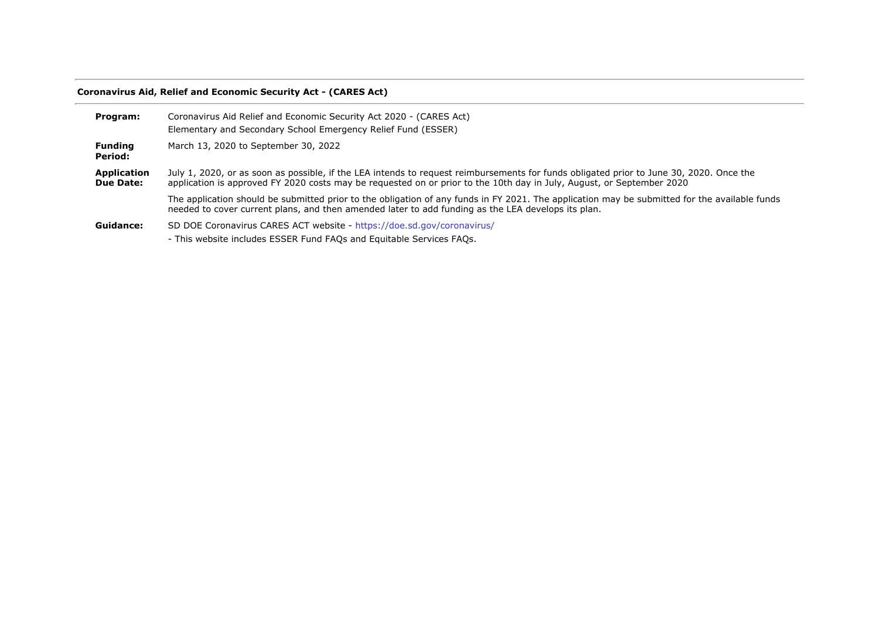## Coronavirus Aid, Relief and Economic Security Act - (CARES Act)

**Program:** Coronavirus Aid Relief and Economic Security Act 2020 - (CARES Act)
Elementary and Secondary School Emergency Relief Fund (ESSER)

**Funding Period:** March 13, 2020 to September 30, 2022

**Application Due Date:** July 1, 2020, or as soon as possible, if the LEA intends to request reimbursements for funds obligated prior to June 30, 2020. Once the application is approved FY 2020 costs may be requested on or prior to the 10th day in July, August, or September 2020

The application should be submitted prior to the obligation of any funds in FY 2021. The application may be submitted for the available funds needed to cover current plans, and then amended later to add funding as the LEA develops its plan.

**Guidance:** SD DOE Coronavirus CARES ACT website - https://doe.sd.gov/coronavirus/

- This website includes ESSER Fund FAQs and Equitable Services FAQs.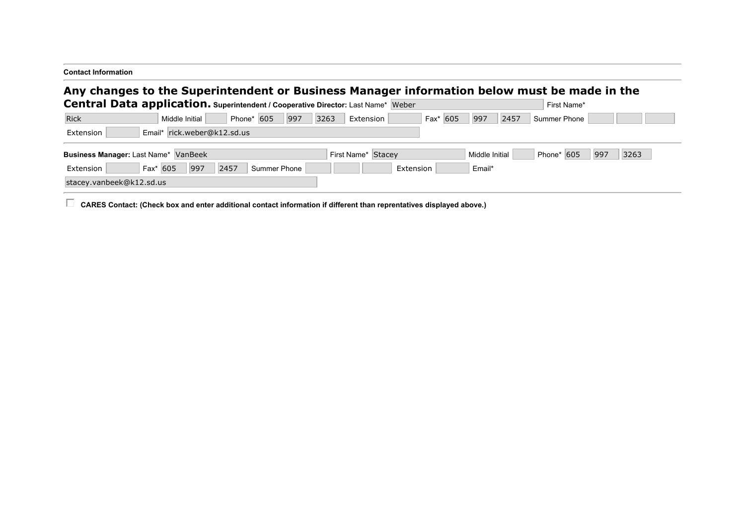**Contact Information**

## Any changes to the Superintendent or Business Manager information below must be made in the Central Data application.

**Superintendent / Cooperative Director:** Last Name* Weber First Name* Rick Middle Initial Phone* 605 997 3263 Extension Fax* 605 997 2457 Summer Phone Extension Email* rick.weber@k12.sd.us

**Business Manager:** Last Name* VanBeek First Name* Stacey Middle Initial Phone* 605 997 3263 Extension Fax* 605 997 2457 Summer Phone Extension Email* stacey.vanbeek@k12.sd.us

☐ **CARES Contact: (Check box and enter additional contact information if different than reprentatives displayed above.)**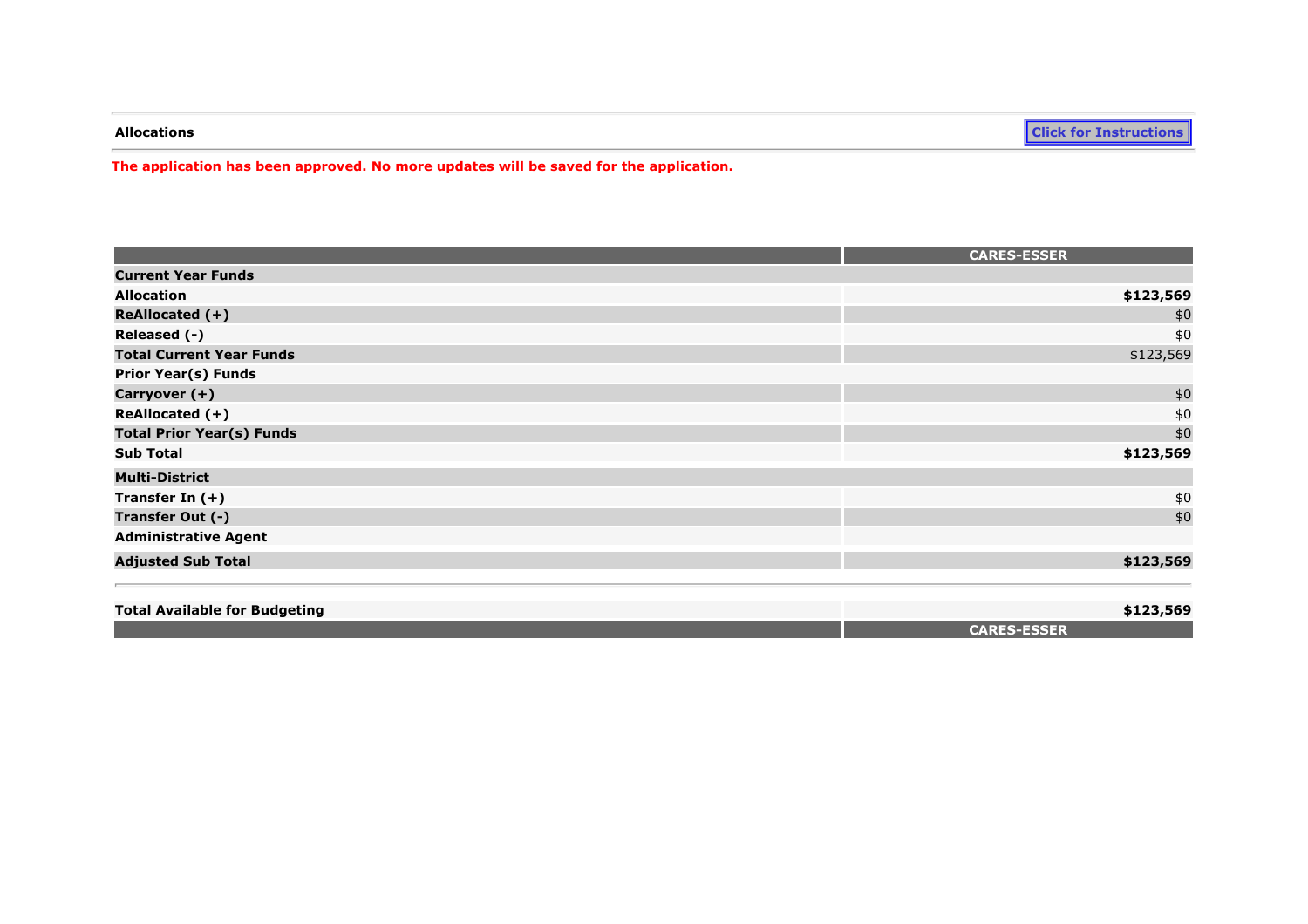**Allocations**

Click for Instructions

**The application has been approved. No more updates will be saved for the application.**

| | CARES-ESSER |
|---|---|
| **Current Year Funds** | |
| **Allocation** | **$123,569** |
| **ReAllocated (+)** | $0 |
| **Released (-)** | $0 |
| **Total Current Year Funds** | $123,569 |
| **Prior Year(s) Funds** | |
| **Carryover (+)** | $0 |
| **ReAllocated (+)** | $0 |
| **Total Prior Year(s) Funds** | $0 |
| **Sub Total** | **$123,569** |
| **Multi-District** | |
| **Transfer In (+)** | $0 |
| **Transfer Out (-)** | $0 |
| **Administrative Agent** | |
| **Adjusted Sub Total** | **$123,569** |
| **Total Available for Budgeting** | **$123,569** |
| | CARES-ESSER |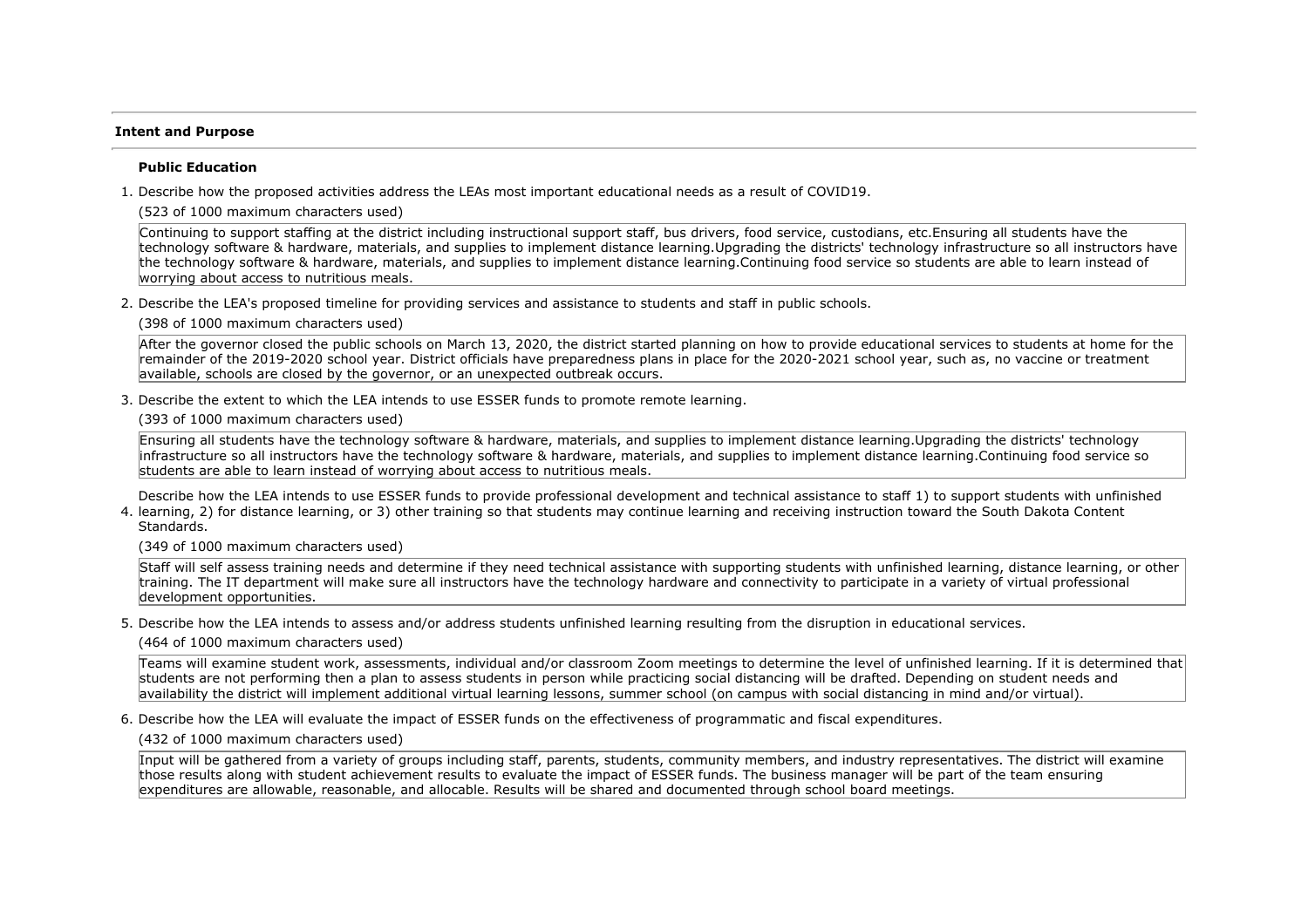## Intent and Purpose

### Public Education

1. Describe how the proposed activities address the LEAs most important educational needs as a result of COVID19.

   (523 of 1000 maximum characters used)

   Continuing to support staffing at the district including instructional support staff, bus drivers, food service, custodians, etc.Ensuring all students have the technology software & hardware, materials, and supplies to implement distance learning.Upgrading the districts' technology infrastructure so all instructors have the technology software & hardware, materials, and supplies to implement distance learning.Continuing food service so students are able to learn instead of worrying about access to nutritious meals.

2. Describe the LEA's proposed timeline for providing services and assistance to students and staff in public schools.

   (398 of 1000 maximum characters used)

   After the governor closed the public schools on March 13, 2020, the district started planning on how to provide educational services to students at home for the remainder of the 2019-2020 school year. District officials have preparedness plans in place for the 2020-2021 school year, such as, no vaccine or treatment available, schools are closed by the governor, or an unexpected outbreak occurs.

3. Describe the extent to which the LEA intends to use ESSER funds to promote remote learning.

   (393 of 1000 maximum characters used)

   Ensuring all students have the technology software & hardware, materials, and supplies to implement distance learning.Upgrading the districts' technology infrastructure so all instructors have the technology software & hardware, materials, and supplies to implement distance learning.Continuing food service so students are able to learn instead of worrying about access to nutritious meals.

4. Describe how the LEA intends to use ESSER funds to provide professional development and technical assistance to staff 1) to support students with unfinished learning, 2) for distance learning, or 3) other training so that students may continue learning and receiving instruction toward the South Dakota Content Standards.

   (349 of 1000 maximum characters used)

   Staff will self assess training needs and determine if they need technical assistance with supporting students with unfinished learning, distance learning, or other training. The IT department will make sure all instructors have the technology hardware and connectivity to participate in a variety of virtual professional development opportunities.

5. Describe how the LEA intends to assess and/or address students unfinished learning resulting from the disruption in educational services.

   (464 of 1000 maximum characters used)

   Teams will examine student work, assessments, individual and/or classroom Zoom meetings to determine the level of unfinished learning. If it is determined that students are not performing then a plan to assess students in person while practicing social distancing will be drafted. Depending on student needs and availability the district will implement additional virtual learning lessons, summer school (on campus with social distancing in mind and/or virtual).

6. Describe how the LEA will evaluate the impact of ESSER funds on the effectiveness of programmatic and fiscal expenditures.

   (432 of 1000 maximum characters used)

   Input will be gathered from a variety of groups including staff, parents, students, community members, and industry representatives. The district will examine those results along with student achievement results to evaluate the impact of ESSER funds. The business manager will be part of the team ensuring expenditures are allowable, reasonable, and allocable. Results will be shared and documented through school board meetings.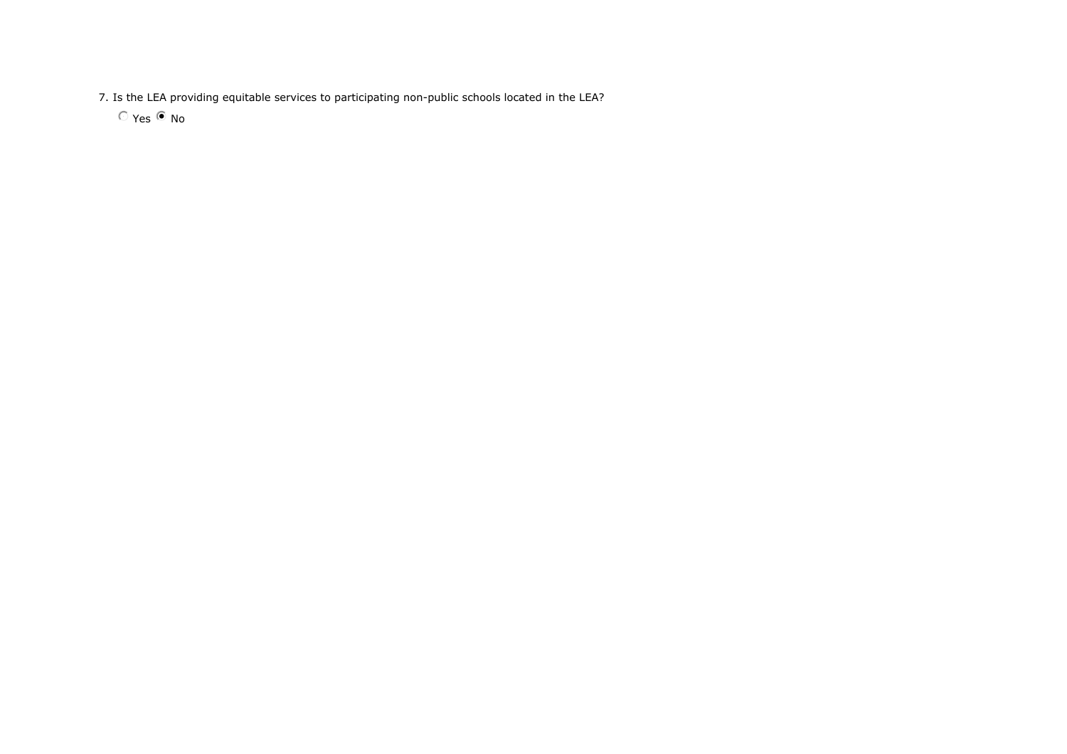7. Is the LEA providing equitable services to participating non-public schools located in the LEA?

○ Yes ◉ No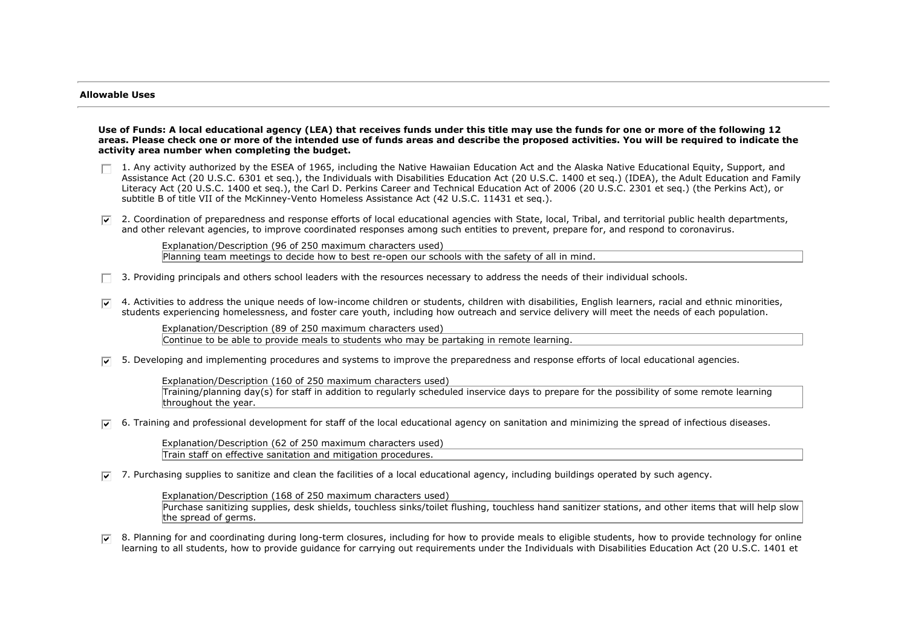**Allowable Uses**

**Use of Funds: A local educational agency (LEA) that receives funds under this title may use the funds for one or more of the following 12 areas. Please check one or more of the intended use of funds areas and describe the proposed activities. You will be required to indicate the activity area number when completing the budget.**

- [ ] 1. Any activity authorized by the ESEA of 1965, including the Native Hawaiian Education Act and the Alaska Native Educational Equity, Support, and Assistance Act (20 U.S.C. 6301 et seq.), the Individuals with Disabilities Education Act (20 U.S.C. 1400 et seq.) (IDEA), the Adult Education and Family Literacy Act (20 U.S.C. 1400 et seq.), the Carl D. Perkins Career and Technical Education Act of 2006 (20 U.S.C. 2301 et seq.) (the Perkins Act), or subtitle B of title VII of the McKinney-Vento Homeless Assistance Act (42 U.S.C. 11431 et seq.).

- [x] 2. Coordination of preparedness and response efforts of local educational agencies with State, local, Tribal, and territorial public health departments, and other relevant agencies, to improve coordinated responses among such entities to prevent, prepare for, and respond to coronavirus.

  Explanation/Description (96 of 250 maximum characters used)
  Planning team meetings to decide how to best re-open our schools with the safety of all in mind.

- [ ] 3. Providing principals and others school leaders with the resources necessary to address the needs of their individual schools.

- [x] 4. Activities to address the unique needs of low-income children or students, children with disabilities, English learners, racial and ethnic minorities, students experiencing homelessness, and foster care youth, including how outreach and service delivery will meet the needs of each population.

  Explanation/Description (89 of 250 maximum characters used)
  Continue to be able to provide meals to students who may be partaking in remote learning.

- [x] 5. Developing and implementing procedures and systems to improve the preparedness and response efforts of local educational agencies.

  Explanation/Description (160 of 250 maximum characters used)
  Training/planning day(s) for staff in addition to regularly scheduled inservice days to prepare for the possibility of some remote learning throughout the year.

- [x] 6. Training and professional development for staff of the local educational agency on sanitation and minimizing the spread of infectious diseases.

  Explanation/Description (62 of 250 maximum characters used)
  Train staff on effective sanitation and mitigation procedures.

- [x] 7. Purchasing supplies to sanitize and clean the facilities of a local educational agency, including buildings operated by such agency.

  Explanation/Description (168 of 250 maximum characters used)
  Purchase sanitizing supplies, desk shields, touchless sinks/toilet flushing, touchless hand sanitizer stations, and other items that will help slow the spread of germs.

- [x] 8. Planning for and coordinating during long-term closures, including for how to provide meals to eligible students, how to provide technology for online learning to all students, how to provide guidance for carrying out requirements under the Individuals with Disabilities Education Act (20 U.S.C. 1401 et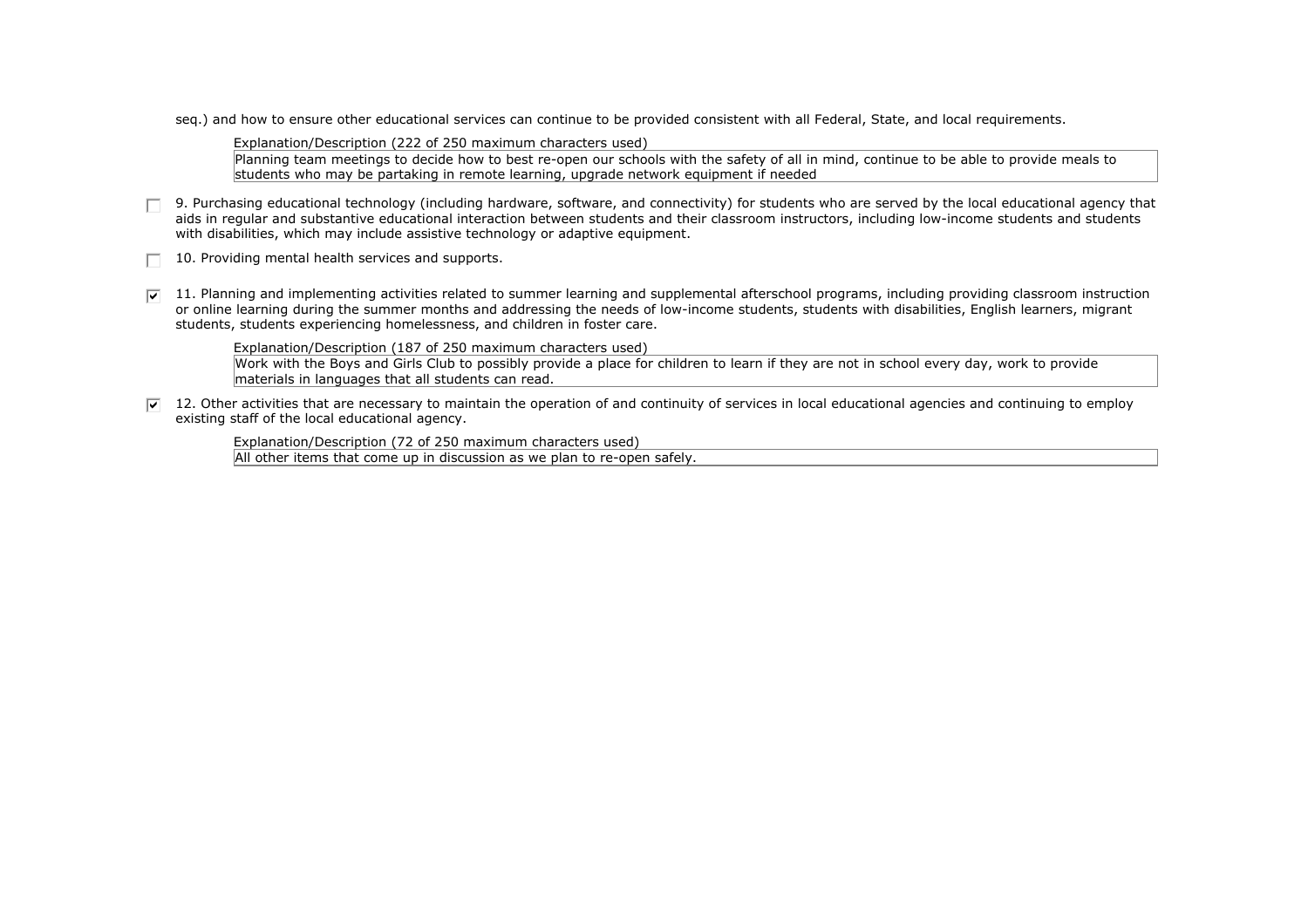seq.) and how to ensure other educational services can continue to be provided consistent with all Federal, State, and local requirements.

Explanation/Description (222 of 250 maximum characters used)

Planning team meetings to decide how to best re-open our schools with the safety of all in mind, continue to be able to provide meals to students who may be partaking in remote learning, upgrade network equipment if needed

☐ 9. Purchasing educational technology (including hardware, software, and connectivity) for students who are served by the local educational agency that aids in regular and substantive educational interaction between students and their classroom instructors, including low-income students and students with disabilities, which may include assistive technology or adaptive equipment.

☐ 10. Providing mental health services and supports.

☑ 11. Planning and implementing activities related to summer learning and supplemental afterschool programs, including providing classroom instruction or online learning during the summer months and addressing the needs of low-income students, students with disabilities, English learners, migrant students, students experiencing homelessness, and children in foster care.

Explanation/Description (187 of 250 maximum characters used)

Work with the Boys and Girls Club to possibly provide a place for children to learn if they are not in school every day, work to provide materials in languages that all students can read.

☑ 12. Other activities that are necessary to maintain the operation of and continuity of services in local educational agencies and continuing to employ existing staff of the local educational agency.

Explanation/Description (72 of 250 maximum characters used)

All other items that come up in discussion as we plan to re-open safely.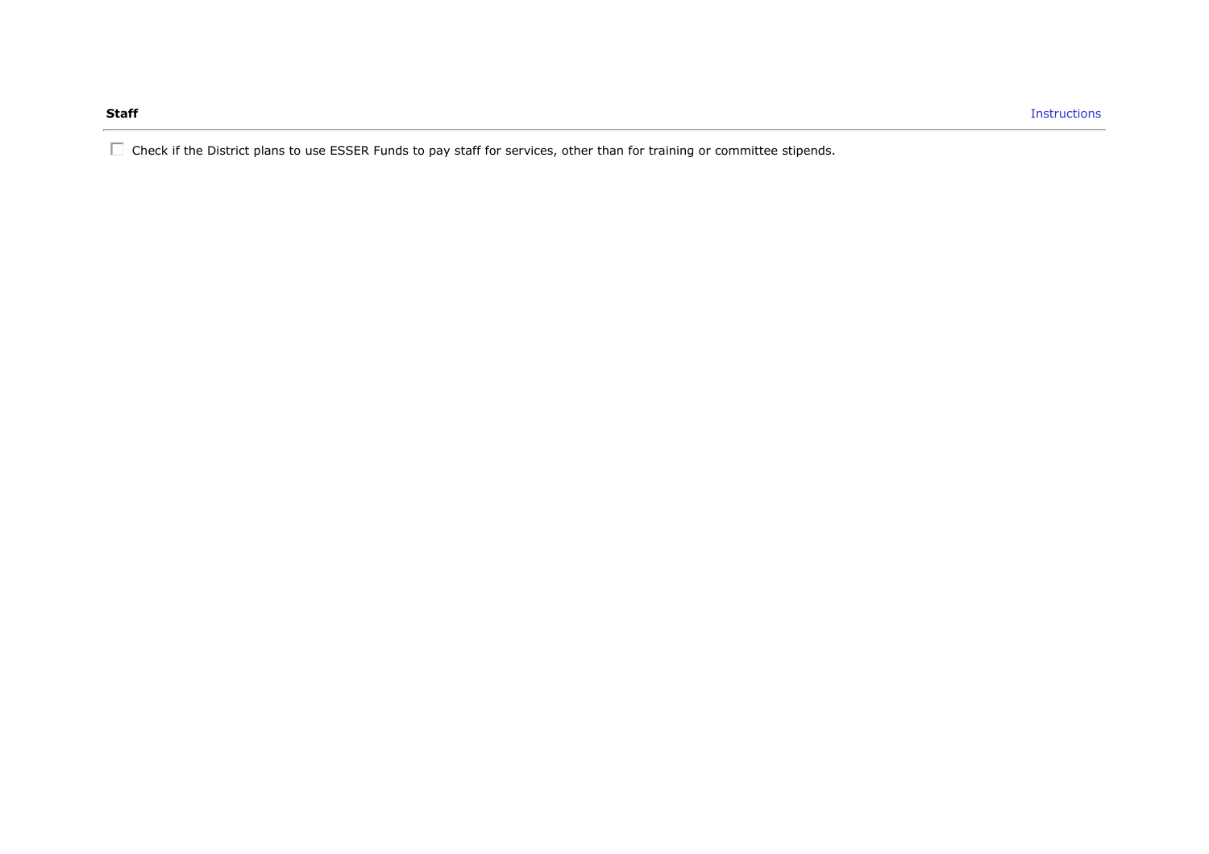**Staff**

Instructions

☐ Check if the District plans to use ESSER Funds to pay staff for services, other than for training or committee stipends.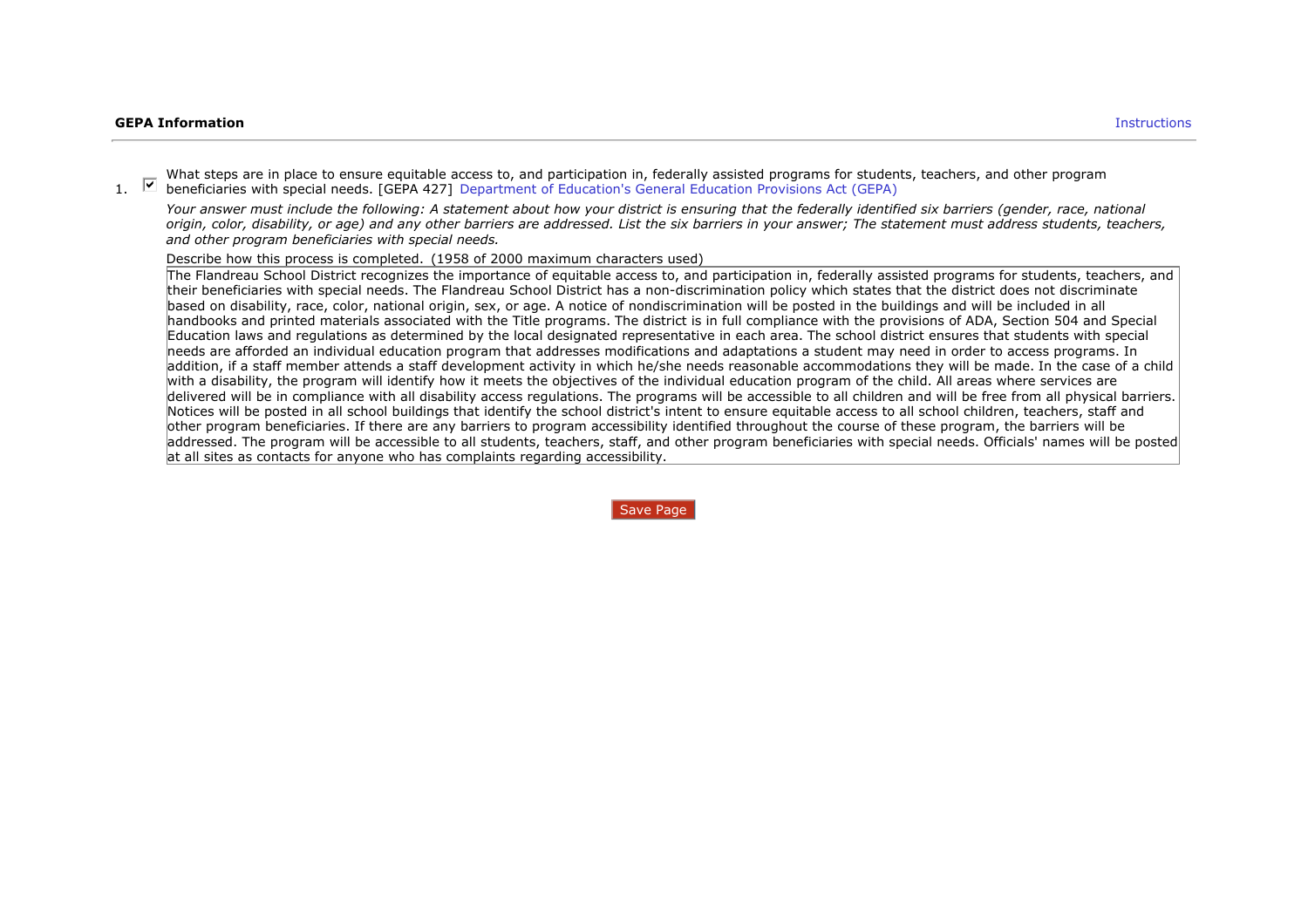**GEPA Information** Instructions

1. ☑ What steps are in place to ensure equitable access to, and participation in, federally assisted programs for students, teachers, and other program beneficiaries with special needs. [GEPA 427] Department of Education's General Education Provisions Act (GEPA)

*Your answer must include the following: A statement about how your district is ensuring that the federally identified six barriers (gender, race, national origin, color, disability, or age) and any other barriers are addressed. List the six barriers in your answer; The statement must address students, teachers, and other program beneficiaries with special needs.*

Describe how this process is completed. (1958 of 2000 maximum characters used)

The Flandreau School District recognizes the importance of equitable access to, and participation in, federally assisted programs for students, teachers, and their beneficiaries with special needs. The Flandreau School District has a non-discrimination policy which states that the district does not discriminate based on disability, race, color, national origin, sex, or age. A notice of nondiscrimination will be posted in the buildings and will be included in all handbooks and printed materials associated with the Title programs. The district is in full compliance with the provisions of ADA, Section 504 and Special Education laws and regulations as determined by the local designated representative in each area. The school district ensures that students with special needs are afforded an individual education program that addresses modifications and adaptations a student may need in order to access programs. In addition, if a staff member attends a staff development activity in which he/she needs reasonable accommodations they will be made. In the case of a child with a disability, the program will identify how it meets the objectives of the individual education program of the child. All areas where services are delivered will be in compliance with all disability access regulations. The programs will be accessible to all children and will be free from all physical barriers. Notices will be posted in all school buildings that identify the school district's intent to ensure equitable access to all school children, teachers, staff and other program beneficiaries. If there are any barriers to program accessibility identified throughout the course of these program, the barriers will be addressed. The program will be accessible to all students, teachers, staff, and other program beneficiaries with special needs. Officials' names will be posted at all sites as contacts for anyone who has complaints regarding accessibility.

Save Page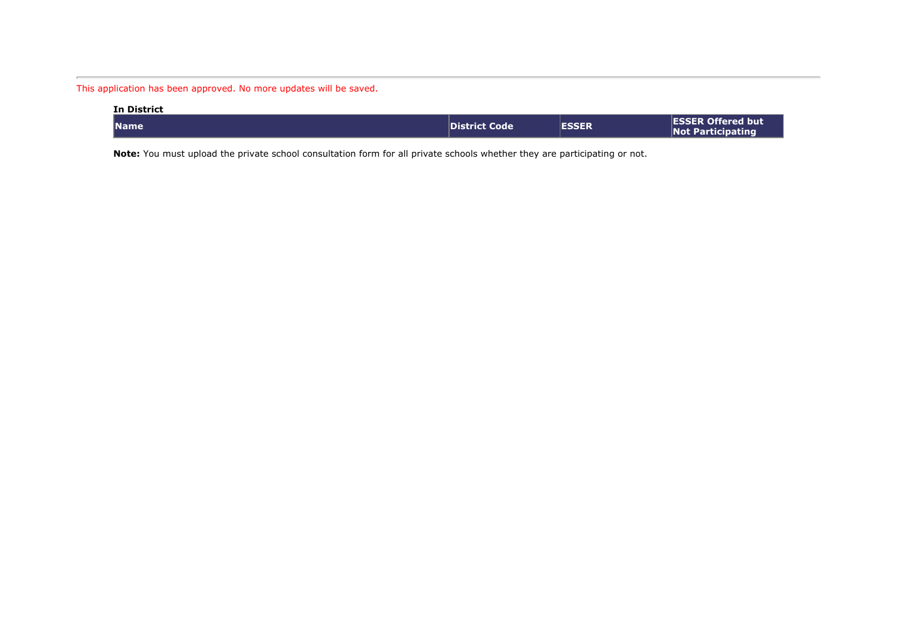This application has been approved. No more updates will be saved.

**In District**

| Name | District Code | ESSER | ESSER Offered but Not Participating |
|---|---|---|---|

**Note:** You must upload the private school consultation form for all private schools whether they are participating or not.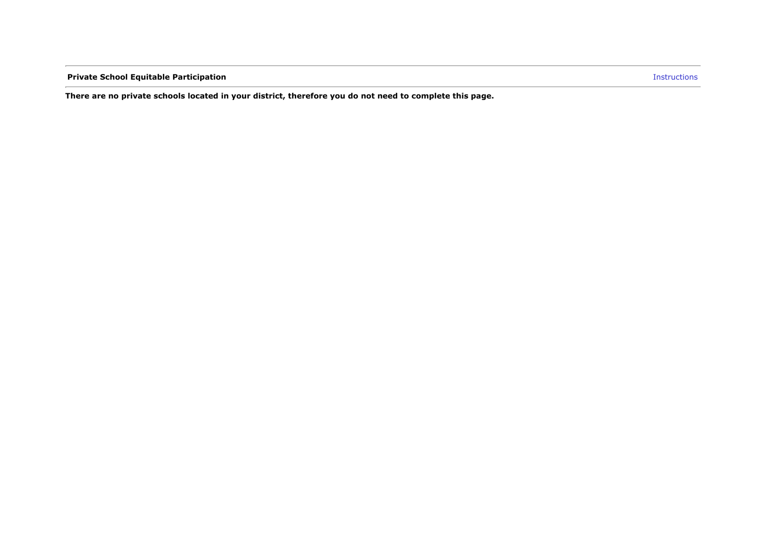**Private School Equitable Participation** Instructions

**There are no private schools located in your district, therefore you do not need to complete this page.**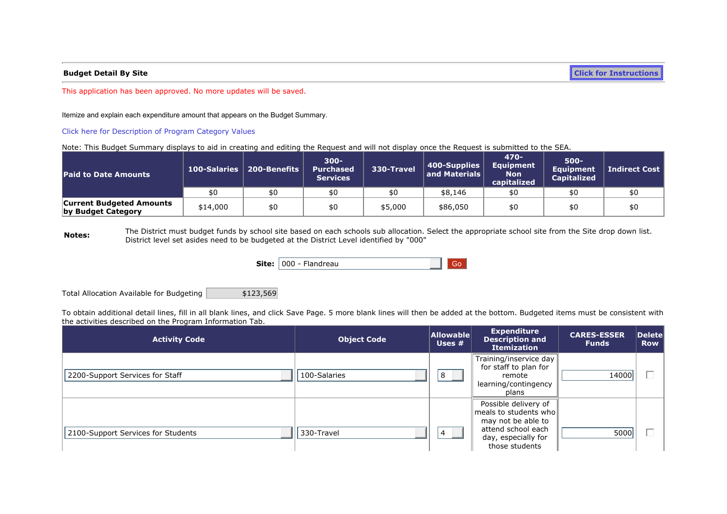**Budget Detail By Site**

Click for Instructions

This application has been approved. No more updates will be saved.

Itemize and explain each expenditure amount that appears on the Budget Summary.

Click here for Description of Program Category Values

Note: This Budget Summary displays to aid in creating and editing the Request and will not display once the Request is submitted to the SEA.

| Paid to Date Amounts | 100-Salaries | 200-Benefits | 300-Purchased Services | 330-Travel | 400-Supplies and Materials | 470-Equipment Non capitalized | 500-Equipment Capitalized | Indirect Cost |
|---|---|---|---|---|---|---|---|---|
| | $0 | $0 | $0 | $0 | $8,146 | $0 | $0 | $0 |
| **Current Budgeted Amounts by Budget Category** | $14,000 | $0 | $0 | $5,000 | $86,050 | $0 | $0 | $0 |

**Notes:** The District must budget funds by school site based on each schools sub allocation. Select the appropriate school site from the Site drop down list. District level set asides need to be budgeted at the District Level identified by "000"

**Site:** 000 - Flandreau  Go

Total Allocation Available for Budgeting $123,569

To obtain additional detail lines, fill in all blank lines, and click Save Page. 5 more blank lines will then be added at the bottom. Budgeted items must be consistent with the activities described on the Program Information Tab.

| Activity Code | Object Code | Allowable Uses # | Expenditure Description and Itemization | CARES-ESSER Funds | Delete Row |
|---|---|---|---|---|---|
| 2200-Support Services for Staff | 100-Salaries | 8 | Training/inservice day for staff to plan for remote learning/contingency plans | 14000 | |
| 2100-Support Services for Students | 330-Travel | 4 | Possible delivery of meals to students who may not be able to attend school each day, especially for those students | 5000 | |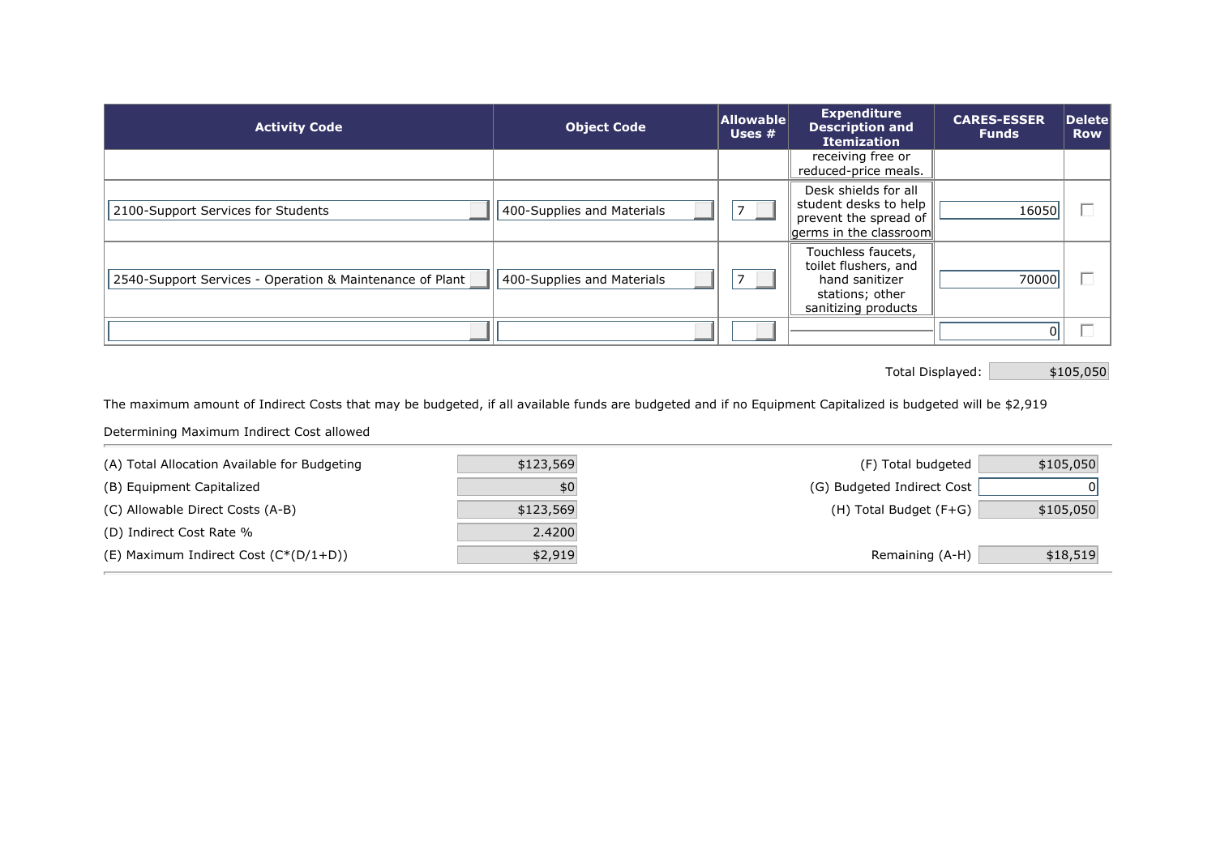| Activity Code | Object Code | Allowable Uses # | Expenditure Description and Itemization | CARES-ESSER Funds | Delete Row |
|---|---|---|---|---|---|
| | | | receiving free or reduced-price meals. | | |
| 2100-Support Services for Students | 400-Supplies and Materials | 7 | Desk shields for all student desks to help prevent the spread of germs in the classroom | 16050 | ☐ |
| 2540-Support Services - Operation & Maintenance of Plant | 400-Supplies and Materials | 7 | Touchless faucets, toilet flushers, and hand sanitizer stations; other sanitizing products | 70000 | ☐ |
| | | | | 0 | ☐ |

Total Displayed: $105,050

The maximum amount of Indirect Costs that may be budgeted, if all available funds are budgeted and if no Equipment Capitalized is budgeted will be $2,919

Determining Maximum Indirect Cost allowed

| | | | |
|---|---|---|---|
| (A) Total Allocation Available for Budgeting | $123,569 | (F) Total budgeted | $105,050 |
| (B) Equipment Capitalized | $0 | (G) Budgeted Indirect Cost | 0 |
| (C) Allowable Direct Costs (A-B) | $123,569 | (H) Total Budget (F+G) | $105,050 |
| (D) Indirect Cost Rate % | 2.4200 | | |
| (E) Maximum Indirect Cost (C*(D/1+D)) | $2,919 | Remaining (A-H) | $18,519 |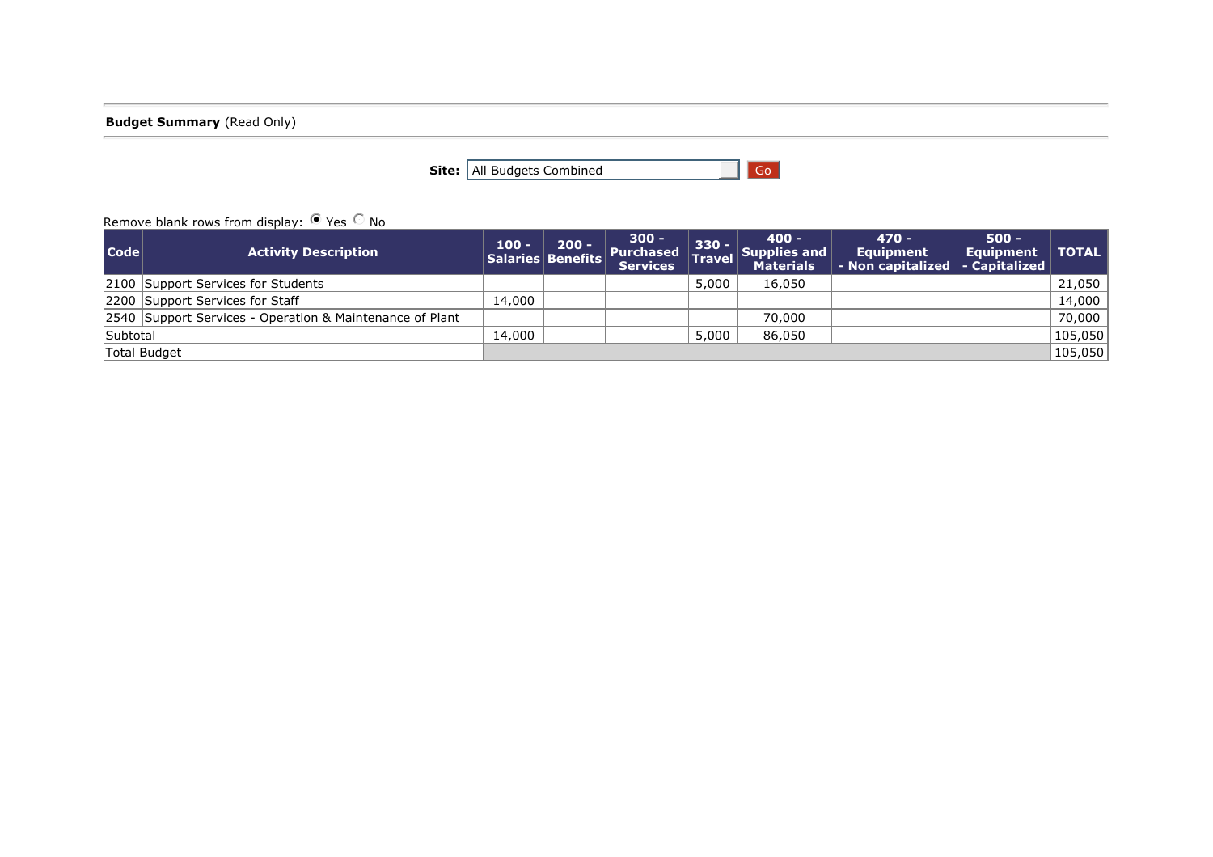**Budget Summary** (Read Only)

**Site:** All Budgets Combined Go

Remove blank rows from display: ◉ Yes ○ No

| Code | Activity Description | 100 - Salaries | 200 - Benefits | 300 - Purchased Services | 330 - Travel | 400 - Supplies and Materials | 470 - Equipment - Non capitalized | 500 - Equipment - Capitalized | TOTAL |
|---|---|---|---|---|---|---|---|---|---|
| 2100 | Support Services for Students | | | | 5,000 | 16,050 | | | 21,050 |
| 2200 | Support Services for Staff | 14,000 | | | | | | | 14,000 |
| 2540 | Support Services - Operation & Maintenance of Plant | | | | | 70,000 | | | 70,000 |
| Subtotal | | 14,000 | | | 5,000 | 86,050 | | | 105,050 |
| Total Budget | | | | | | | | | 105,050 |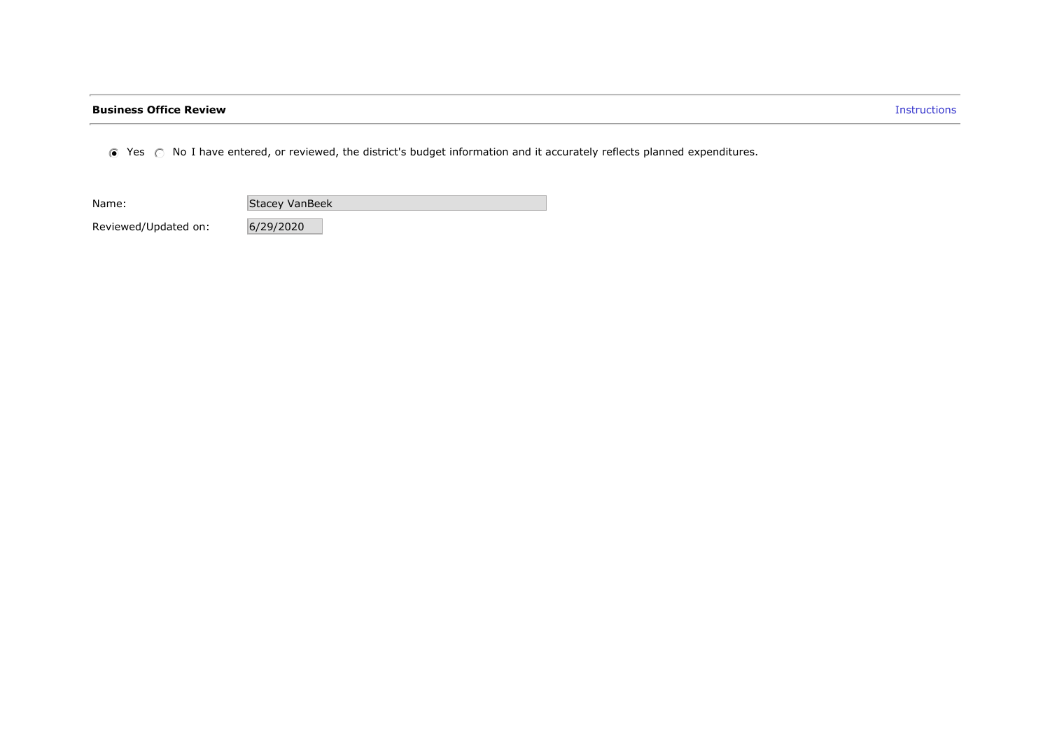**Business Office Review**

Instructions

◉ Yes ◯ No I have entered, or reviewed, the district's budget information and it accurately reflects planned expenditures.

Name: Stacey VanBeek

Reviewed/Updated on: 6/29/2020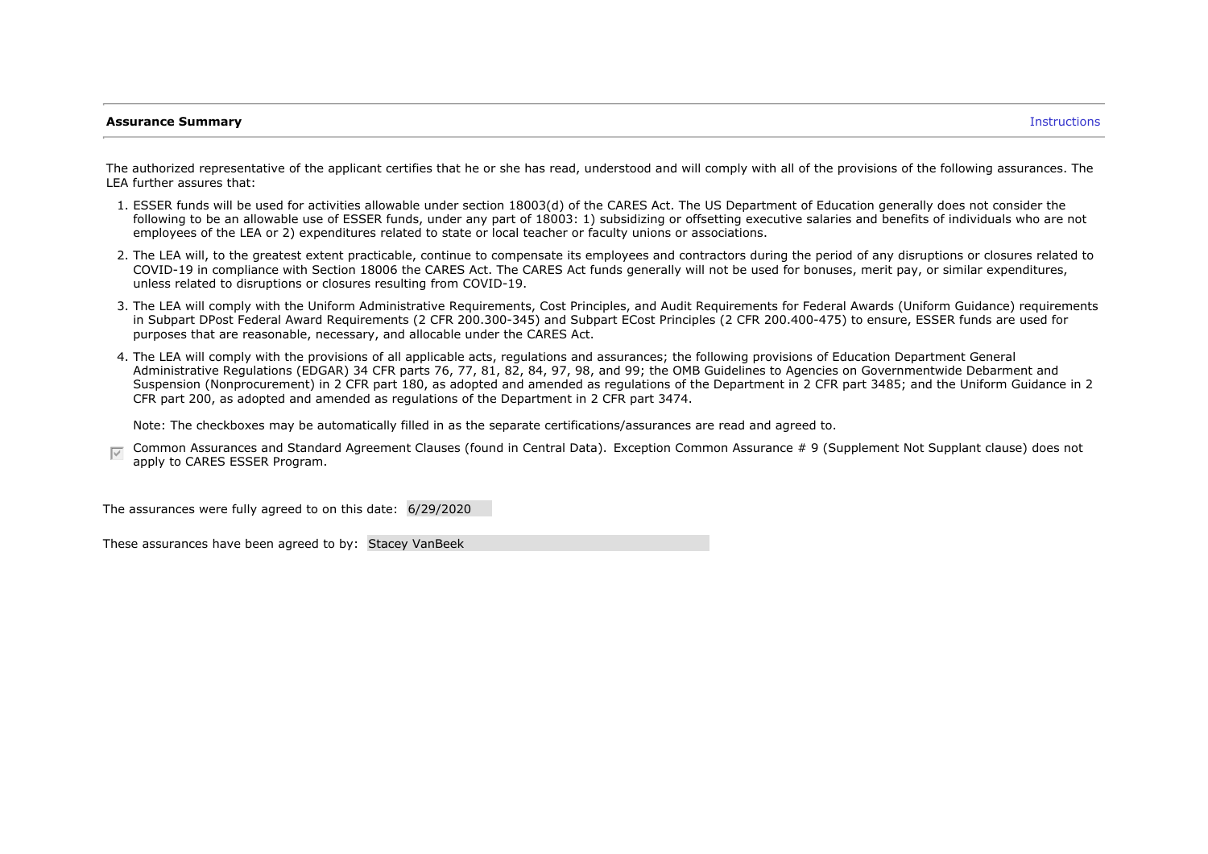**Assurance Summary** Instructions

The authorized representative of the applicant certifies that he or she has read, understood and will comply with all of the provisions of the following assurances. The LEA further assures that:

1. ESSER funds will be used for activities allowable under section 18003(d) of the CARES Act. The US Department of Education generally does not consider the following to be an allowable use of ESSER funds, under any part of 18003: 1) subsidizing or offsetting executive salaries and benefits of individuals who are not employees of the LEA or 2) expenditures related to state or local teacher or faculty unions or associations.
2. The LEA will, to the greatest extent practicable, continue to compensate its employees and contractors during the period of any disruptions or closures related to COVID-19 in compliance with Section 18006 the CARES Act. The CARES Act funds generally will not be used for bonuses, merit pay, or similar expenditures, unless related to disruptions or closures resulting from COVID-19.
3. The LEA will comply with the Uniform Administrative Requirements, Cost Principles, and Audit Requirements for Federal Awards (Uniform Guidance) requirements in Subpart DPost Federal Award Requirements (2 CFR 200.300-345) and Subpart ECost Principles (2 CFR 200.400-475) to ensure, ESSER funds are used for purposes that are reasonable, necessary, and allocable under the CARES Act.
4. The LEA will comply with the provisions of all applicable acts, regulations and assurances; the following provisions of Education Department General Administrative Regulations (EDGAR) 34 CFR parts 76, 77, 81, 82, 84, 97, 98, and 99; the OMB Guidelines to Agencies on Governmentwide Debarment and Suspension (Nonprocurement) in 2 CFR part 180, as adopted and amended as regulations of the Department in 2 CFR part 3485; and the Uniform Guidance in 2 CFR part 200, as adopted and amended as regulations of the Department in 2 CFR part 3474.

Note: The checkboxes may be automatically filled in as the separate certifications/assurances are read and agreed to.

☑ Common Assurances and Standard Agreement Clauses (found in Central Data). Exception Common Assurance # 9 (Supplement Not Supplant clause) does not apply to CARES ESSER Program.

The assurances were fully agreed to on this date: 6/29/2020

These assurances have been agreed to by: Stacey VanBeek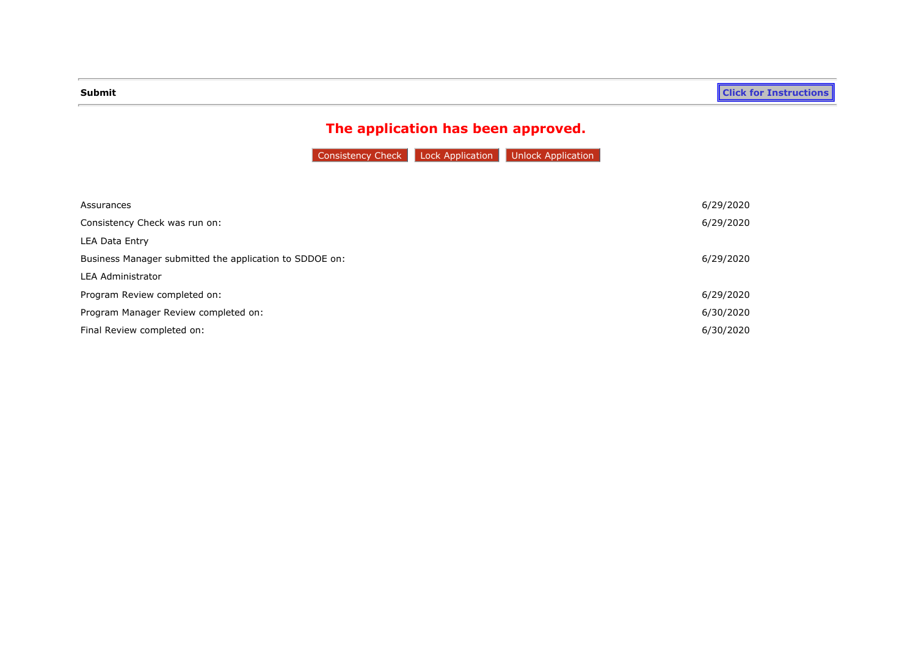**Submit**

Click for Instructions

## The application has been approved.

Consistency Check | Lock Application | Unlock Application

| | |
|---|---|
| Assurances | 6/29/2020 |
| Consistency Check was run on: | 6/29/2020 |
| LEA Data Entry | |
| Business Manager submitted the application to SDDOE on: | 6/29/2020 |
| LEA Administrator | |
| Program Review completed on: | 6/29/2020 |
| Program Manager Review completed on: | 6/30/2020 |
| Final Review completed on: | 6/30/2020 |